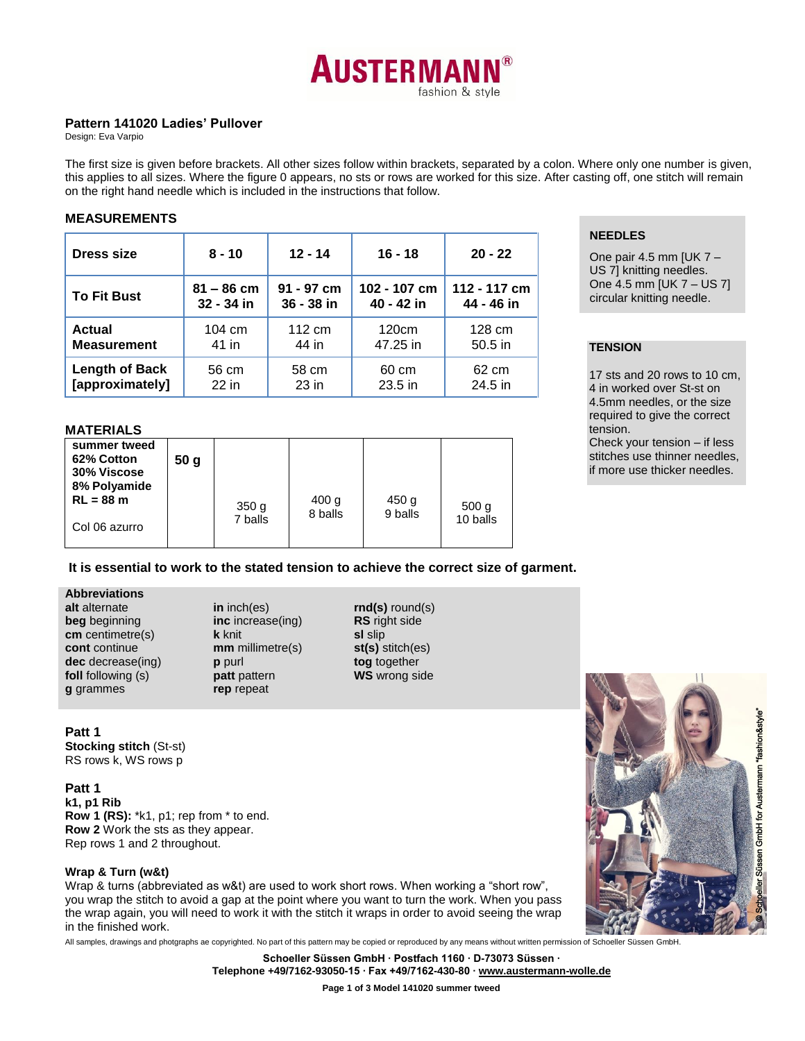# AUSTERMANN®
fashion & style

## Pattern 141020 Ladies' Pullover

Design: Eva Varpio

The first size is given before brackets. All other sizes follow within brackets, separated by a colon. Where only one number is given, this applies to all sizes. Where the figure 0 appears, no sts or rows are worked for this size. After casting off, one stitch will remain on the right hand needle which is included in the instructions that follow.

## MEASUREMENTS

| Dress size | 8 - 10 | 12 - 14 | 16 - 18 | 20 - 22 |
|---|---|---|---|---|
| **To Fit Bust** | **81 – 86 cm 32 - 34 in** | **91 - 97 cm 36 - 38 in** | **102 - 107 cm 40 - 42 in** | **112 - 117 cm 44 - 46 in** |
| **Actual Measurement** | 104 cm 41 in | 112 cm 44 in | 120cm 47.25 in | 128 cm 50.5 in |
| **Length of Back [approximately]** | 56 cm 22 in | 58 cm 23 in | 60 cm 23.5 in | 62 cm 24.5 in |

### NEEDLES

One pair 4.5 mm [UK 7 – US 7] knitting needles.
One 4.5 mm [UK 7 – US 7] circular knitting needle.

### TENSION

17 sts and 20 rows to 10 cm, 4 in worked over St-st on 4.5mm needles, or the size required to give the correct tension.
Check your tension – if less stitches use thinner needles, if more use thicker needles.

## MATERIALS

| summer tweed 62% Cotton 30% Viscose 8% Polyamide RL = 88 m Col 06 azurro | 50 g | 350 g 7 balls | 400 g 8 balls | 450 g 9 balls | 500 g 10 balls |
|---|---|---|---|---|---|

**It is essential to work to the stated tension to achieve the correct size of garment.**

### Abbreviations

**alt** alternate
**beg** beginning
**cm** centimetre(s)
**cont** continue
**dec** decrease(ing)
**foll** following (s)
**g** grammes
**in** inch(es)
**inc** increase(ing)
**k** knit
**mm** millimetre(s)
**p** purl
**patt** pattern
**rep** repeat
**rnd(s)** round(s)
**RS** right side
**sl** slip
**st(s)** stitch(es)
**tog** together
**WS** wrong side

### Patt 1

**Stocking stitch** (St-st)
RS rows k, WS rows p

### Patt 1

**k1, p1 Rib**
**Row 1 (RS):** *k1, p1; rep from * to end.
**Row 2** Work the sts as they appear.
Rep rows 1 and 2 throughout.

### Wrap & Turn (w&t)

Wrap & turns (abbreviated as w&t) are used to work short rows. When working a "short row", you wrap the stitch to avoid a gap at the point where you want to turn the work. When you pass the wrap again, you will need to work it with the stitch it wraps in order to avoid seeing the wrap in the finished work.

© Schoeller Süssen GmbH for Austermann "fashion&style"

All samples, drawings and photgraphs ae copyrighted. No part of this pattern may be copied or reproduced by any means without written permission of Schoeller Süssen GmbH.

**Schoeller Süssen GmbH · Postfach 1160 · D-73073 Süssen ·**
**Telephone +49/7162-93050-15 · Fax +49/7162-430-80 · www.austermann-wolle.de**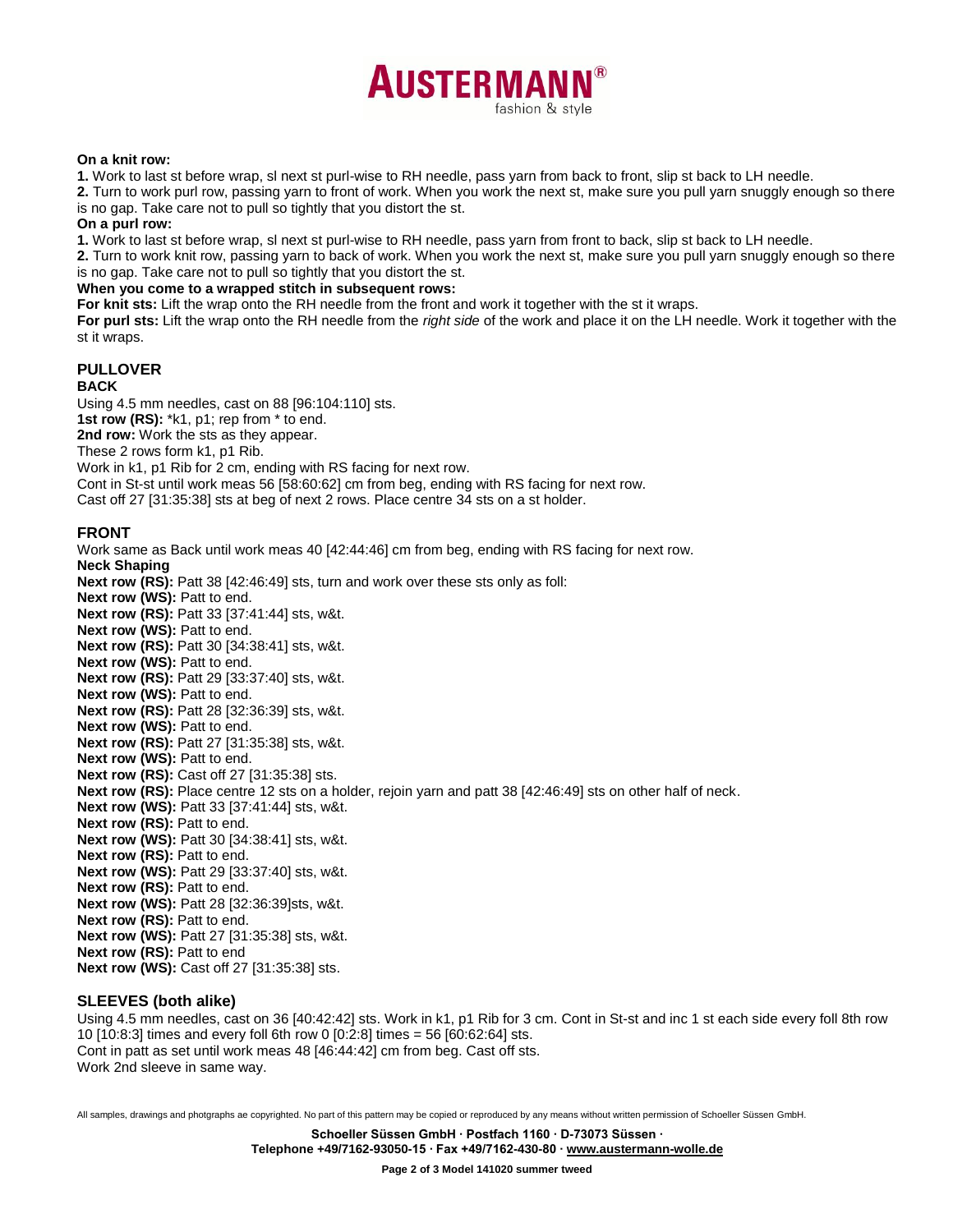**On a knit row:**

**1.** Work to last st before wrap, sl next st purl-wise to RH needle, pass yarn from back to front, slip st back to LH needle.

**2.** Turn to work purl row, passing yarn to front of work. When you work the next st, make sure you pull yarn snuggly enough so there is no gap. Take care not to pull so tightly that you distort the st.

**On a purl row:**

**1.** Work to last st before wrap, sl next st purl-wise to RH needle, pass yarn from front to back, slip st back to LH needle.

**2.** Turn to work knit row, passing yarn to back of work. When you work the next st, make sure you pull yarn snuggly enough so there is no gap. Take care not to pull so tightly that you distort the st.

**When you come to a wrapped stitch in subsequent rows:**

**For knit sts:** Lift the wrap onto the RH needle from the front and work it together with the st it wraps.

**For purl sts:** Lift the wrap onto the RH needle from the *right side* of the work and place it on the LH needle. Work it together with the st it wraps.

## PULLOVER

### BACK

Using 4.5 mm needles, cast on 88 [96:104:110] sts.

**1st row (RS):** *k1, p1; rep from * to end.

**2nd row:** Work the sts as they appear.

These 2 rows form k1, p1 Rib.

Work in k1, p1 Rib for 2 cm, ending with RS facing for next row.

Cont in St-st until work meas 56 [58:60:62] cm from beg, ending with RS facing for next row.

Cast off 27 [31:35:38] sts at beg of next 2 rows. Place centre 34 sts on a st holder.

### FRONT

Work same as Back until work meas 40 [42:44:46] cm from beg, ending with RS facing for next row.

**Neck Shaping**

**Next row (RS):** Patt 38 [42:46:49] sts, turn and work over these sts only as foll:

**Next row (WS):** Patt to end.

**Next row (RS):** Patt 33 [37:41:44] sts, w&t.

**Next row (WS):** Patt to end.

**Next row (RS):** Patt 30 [34:38:41] sts, w&t.

**Next row (WS):** Patt to end.

**Next row (RS):** Patt 29 [33:37:40] sts, w&t.

**Next row (WS):** Patt to end.

**Next row (RS):** Patt 28 [32:36:39] sts, w&t.

**Next row (WS):** Patt to end.

**Next row (RS):** Patt 27 [31:35:38] sts, w&t.

**Next row (WS):** Patt to end.

**Next row (RS):** Cast off 27 [31:35:38] sts.

**Next row (RS):** Place centre 12 sts on a holder, rejoin yarn and patt 38 [42:46:49] sts on other half of neck.

**Next row (WS):** Patt 33 [37:41:44] sts, w&t.

**Next row (RS):** Patt to end.

**Next row (WS):** Patt 30 [34:38:41] sts, w&t.

**Next row (RS):** Patt to end.

**Next row (WS):** Patt 29 [33:37:40] sts, w&t.

**Next row (RS):** Patt to end.

**Next row (WS):** Patt 28 [32:36:39]sts, w&t.

**Next row (RS):** Patt to end.

**Next row (WS):** Patt 27 [31:35:38] sts, w&t.

**Next row (RS):** Patt to end

**Next row (WS):** Cast off 27 [31:35:38] sts.

### SLEEVES (both alike)

Using 4.5 mm needles, cast on 36 [40:42:42] sts. Work in k1, p1 Rib for 3 cm. Cont in St-st and inc 1 st each side every foll 8th row 10 [10:8:3] times and every foll 6th row 0 [0:2:8] times = 56 [60:62:64] sts.

Cont in patt as set until work meas 48 [46:44:42] cm from beg. Cast off sts.

Work 2nd sleeve in same way.

All samples, drawings and photgraphs ae copyrighted. No part of this pattern may be copied or reproduced by any means without written permission of Schoeller Süssen GmbH.

**Schoeller Süssen GmbH · Postfach 1160 · D-73073 Süssen ·**
**Telephone +49/7162-93050-15 · Fax +49/7162-430-80 · www.austermann-wolle.de**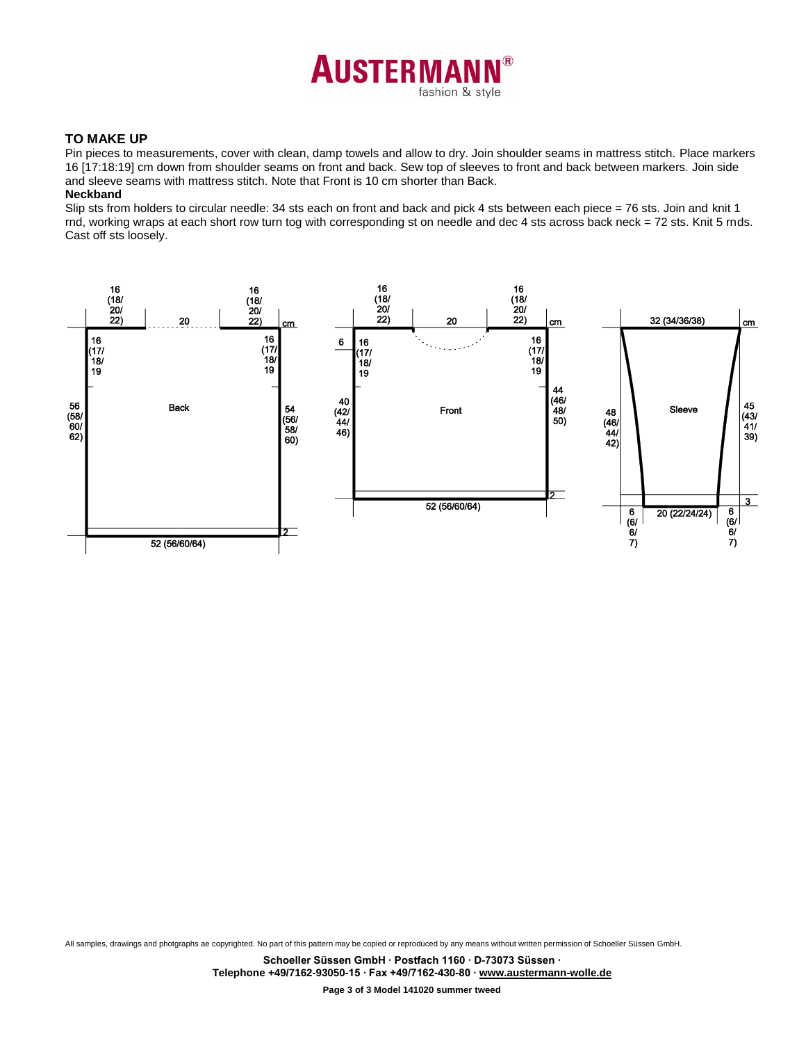# TO MAKE UP

Pin pieces to measurements, cover with clean, damp towels and allow to dry. Join shoulder seams in mattress stitch. Place markers 16 [17:18:19] cm down from shoulder seams on front and back. Sew top of sleeves to front and back between markers. Join side and sleeve seams with mattress stitch. Note that Front is 10 cm shorter than Back.

**Neckband**

Slip sts from holders to circular needle: 34 sts each on front and back and pick 4 sts between each piece = 76 sts. Join and knit 1 rnd, working wraps at each short row turn tog with corresponding st on needle and dec 4 sts across back neck = 72 sts. Knit 5 rnds. Cast off sts loosely.

Back
16 (18/20/22)
20
16 (18/20/22)
cm
16 (17/18/19)
16 (17/18/19)
56 (58/60/62)
54 (56/58/60)
2
52 (56/60/64)

Front
16 (18/20/22)
20
16 (18/20/22)
cm
6
16 (17/18/19)
16 (17/18/19)
40 (42/44/46)
44 (46/48/50)
2
52 (56/60/64)

Sleeve
32 (34/36/38)
cm
48 (46/44/42)
45 (43/41/39)
3
6 (6/6/7)
20 (22/24/24)
6 (6/6/7)

All samples, drawings and photgraphs ae copyrighted. No part of this pattern may be copied or reproduced by any means without written permission of Schoeller Süssen GmbH.